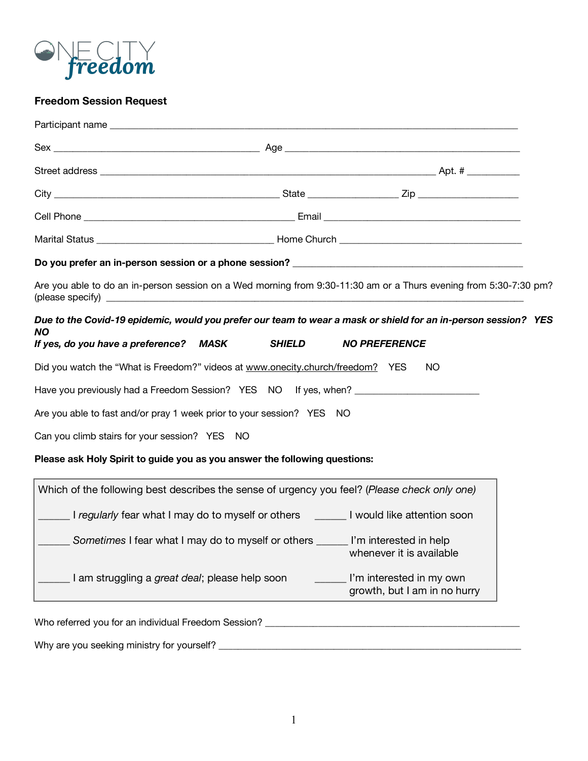ONE CITY *freedom*

**Freedom Session Request**

Participant name ____________________________________________________________________________

Sex ______________________________________ Age ____________________________________________

Street address _____________________________________________________________ Apt. # __________

City __________________________________________ State _________________ Zip ___________________

Cell Phone _______________________________________ Email _____________________________________

Marital Status ___________________________________ Home Church _________________________________

**Do you prefer an in-person session or a phone session?** ____________________________________________

Are you able to do an in-person session on a Wed morning from 9:30-11:30 am or a Thurs evening from 5:30-7:30 pm? (please specify) _____________________________________________________________________________

***Due to the Covid-19 epidemic, would you prefer our team to wear a mask or shield for an in-person session? YES NO***

***If yes, do you have a preference? MASK SHIELD NO PREFERENCE***

Did you watch the "What is Freedom?" videos at www.onecity.church/freedom? YES NO

Have you previously had a Freedom Session? YES NO If yes, when? ________________________

Are you able to fast and/or pray 1 week prior to your session? YES NO

Can you climb stairs for your session? YES NO

**Please ask Holy Spirit to guide you as you answer the following questions:**

Which of the following best describes the sense of urgency you feel? (*Please check only one)*

______ I *regularly* fear what I may do to myself or others

______ I would like attention soon

______ *Sometimes* I fear what I may do to myself or others

______ I'm interested in help whenever it is available

______ I am struggling a *great deal*; please help soon

______ I'm interested in my own growth, but I am in no hurry

Who referred you for an individual Freedom Session? __________________________________________________

Why are you seeking ministry for yourself? _________________________________________________________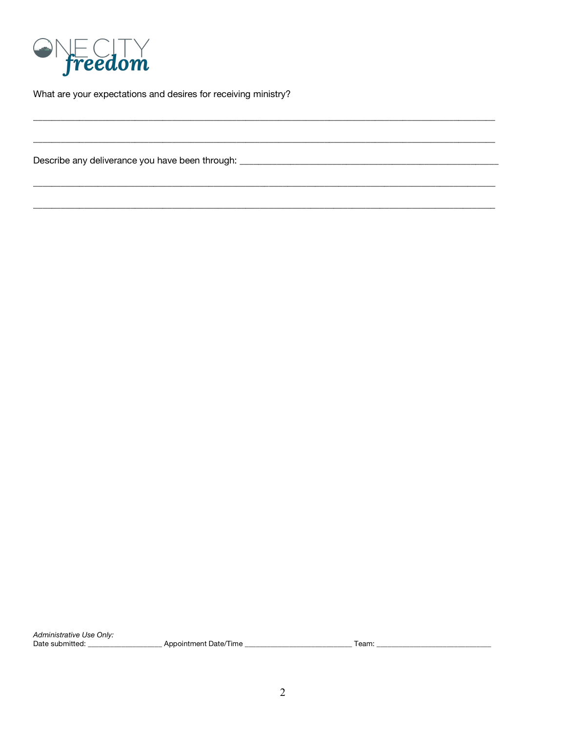What are your expectations and desires for receiving ministry?

______________________________________________________________________________________________

______________________________________________________________________________________________

Describe any deliverance you have been through: ______________________________________________________

______________________________________________________________________________________________

______________________________________________________________________________________________

*Administrative Use Only:*
Date submitted: ____________________ Appointment Date/Time ____________________________ Team: ______________________________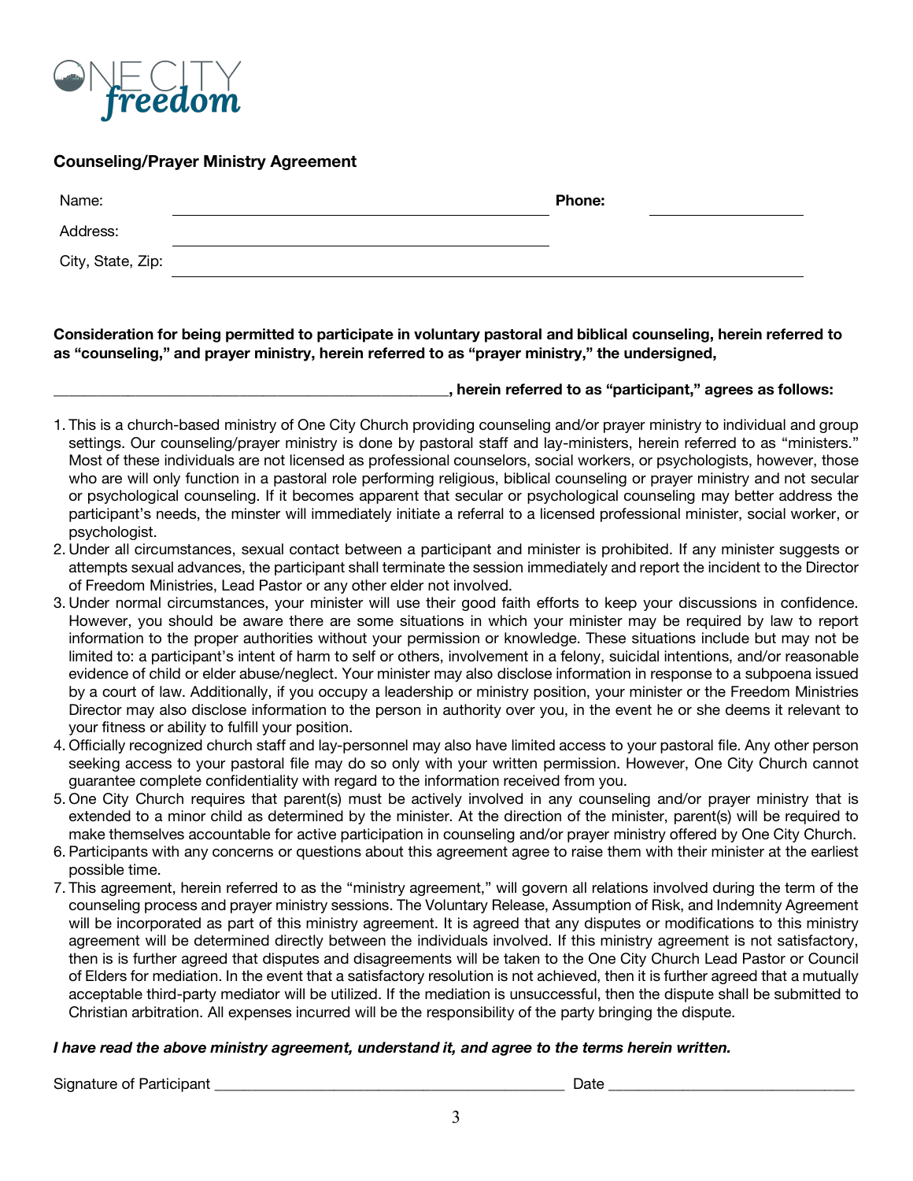ONE CITY freedom

**Counseling/Prayer Ministry Agreement**

| Name: | ____________________ | **Phone:** | ____________ |
|---|---|---|---|
| Address: | ____________________ | | |
| City, State, Zip: | ____________________ | | |

**Consideration for being permitted to participate in voluntary pastoral and biblical counseling, herein referred to as "counseling," and prayer ministry, herein referred to as "prayer ministry," the undersigned,**

**____________________________________________, herein referred to as "participant," agrees as follows:**

1. This is a church-based ministry of One City Church providing counseling and/or prayer ministry to individual and group settings. Our counseling/prayer ministry is done by pastoral staff and lay-ministers, herein referred to as "ministers." Most of these individuals are not licensed as professional counselors, social workers, or psychologists, however, those who are will only function in a pastoral role performing religious, biblical counseling or prayer ministry and not secular or psychological counseling. If it becomes apparent that secular or psychological counseling may better address the participant's needs, the minster will immediately initiate a referral to a licensed professional minister, social worker, or psychologist.
2. Under all circumstances, sexual contact between a participant and minister is prohibited. If any minister suggests or attempts sexual advances, the participant shall terminate the session immediately and report the incident to the Director of Freedom Ministries, Lead Pastor or any other elder not involved.
3. Under normal circumstances, your minister will use their good faith efforts to keep your discussions in confidence. However, you should be aware there are some situations in which your minister may be required by law to report information to the proper authorities without your permission or knowledge. These situations include but may not be limited to: a participant's intent of harm to self or others, involvement in a felony, suicidal intentions, and/or reasonable evidence of child or elder abuse/neglect. Your minister may also disclose information in response to a subpoena issued by a court of law. Additionally, if you occupy a leadership or ministry position, your minister or the Freedom Ministries Director may also disclose information to the person in authority over you, in the event he or she deems it relevant to your fitness or ability to fulfill your position.
4. Officially recognized church staff and lay-personnel may also have limited access to your pastoral file. Any other person seeking access to your pastoral file may do so only with your written permission. However, One City Church cannot guarantee complete confidentiality with regard to the information received from you.
5. One City Church requires that parent(s) must be actively involved in any counseling and/or prayer ministry that is extended to a minor child as determined by the minister. At the direction of the minister, parent(s) will be required to make themselves accountable for active participation in counseling and/or prayer ministry offered by One City Church.
6. Participants with any concerns or questions about this agreement agree to raise them with their minister at the earliest possible time.
7. This agreement, herein referred to as the "ministry agreement," will govern all relations involved during the term of the counseling process and prayer ministry sessions. The Voluntary Release, Assumption of Risk, and Indemnity Agreement will be incorporated as part of this ministry agreement. It is agreed that any disputes or modifications to this ministry agreement will be determined directly between the individuals involved. If this ministry agreement is not satisfactory, then is is further agreed that disputes and disagreements will be taken to the One City Church Lead Pastor or Council of Elders for mediation. In the event that a satisfactory resolution is not achieved, then it is further agreed that a mutually acceptable third-party mediator will be utilized. If the mediation is unsuccessful, then the dispute shall be submitted to Christian arbitration. All expenses incurred will be the responsibility of the party bringing the dispute.

***I have read the above ministry agreement, understand it, and agree to the terms herein written.***

Signature of Participant ________________________________________ Date ____________________________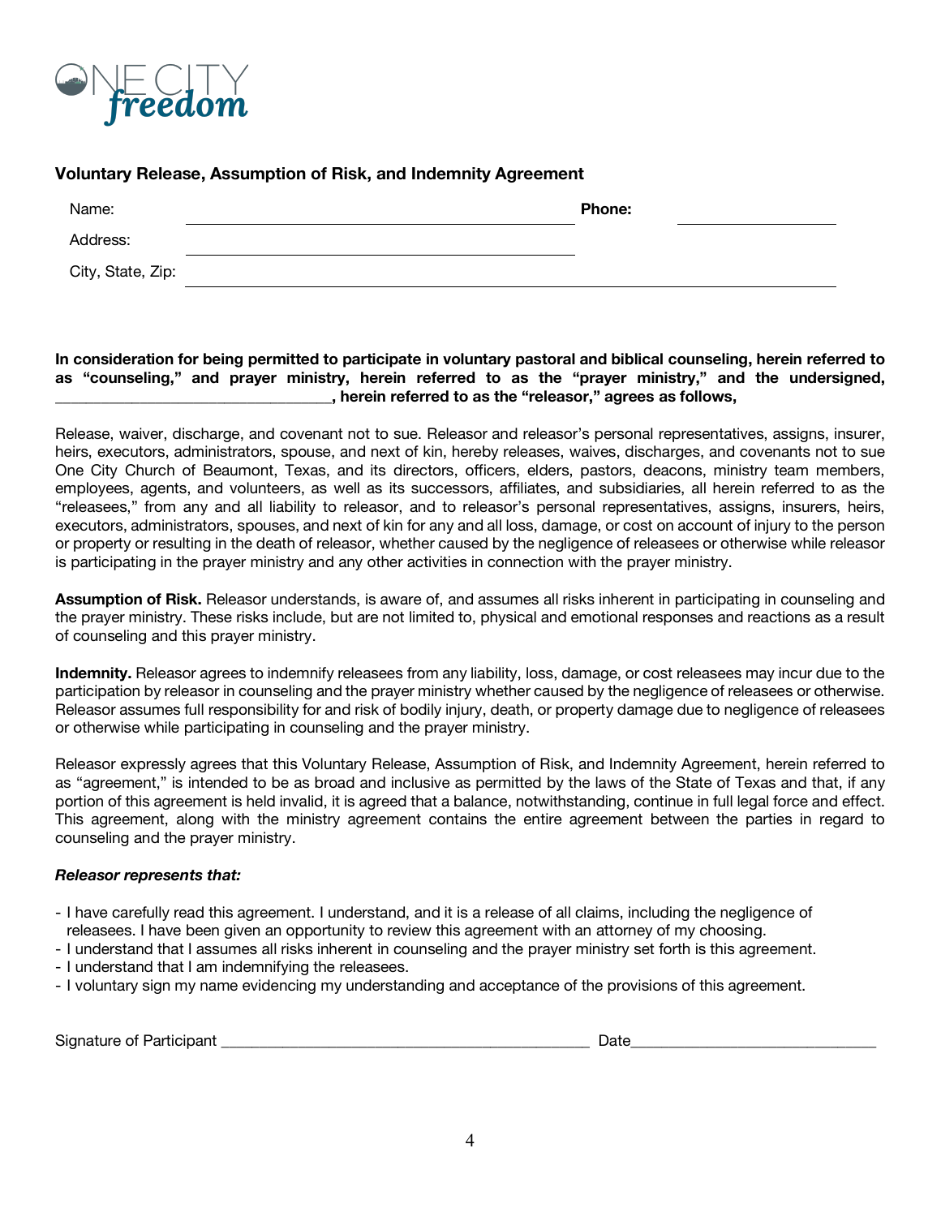ONE CITY freedom

### Voluntary Release, Assumption of Risk, and Indemnity Agreement

| | | | |
|---|---|---|---|
| Name: | | **Phone:** | |
| Address: | | | |
| City, State, Zip: | | | |

**In consideration for being permitted to participate in voluntary pastoral and biblical counseling, herein referred to as "counseling," and prayer ministry, herein referred to as the "prayer ministry," and the undersigned, ________________________________, herein referred to as the "releasor," agrees as follows,**

Release, waiver, discharge, and covenant not to sue. Releasor and releasor's personal representatives, assigns, insurer, heirs, executors, administrators, spouse, and next of kin, hereby releases, waives, discharges, and covenants not to sue One City Church of Beaumont, Texas, and its directors, officers, elders, pastors, deacons, ministry team members, employees, agents, and volunteers, as well as its successors, affiliates, and subsidiaries, all herein referred to as the "releasees," from any and all liability to releasor, and to releasor's personal representatives, assigns, insurers, heirs, executors, administrators, spouses, and next of kin for any and all loss, damage, or cost on account of injury to the person or property or resulting in the death of releasor, whether caused by the negligence of releasees or otherwise while releasor is participating in the prayer ministry and any other activities in connection with the prayer ministry.

**Assumption of Risk.** Releasor understands, is aware of, and assumes all risks inherent in participating in counseling and the prayer ministry. These risks include, but are not limited to, physical and emotional responses and reactions as a result of counseling and this prayer ministry.

**Indemnity.** Releasor agrees to indemnify releasees from any liability, loss, damage, or cost releasees may incur due to the participation by releasor in counseling and the prayer ministry whether caused by the negligence of releasees or otherwise. Releasor assumes full responsibility for and risk of bodily injury, death, or property damage due to negligence of releasees or otherwise while participating in counseling and the prayer ministry.

Releasor expressly agrees that this Voluntary Release, Assumption of Risk, and Indemnity Agreement, herein referred to as "agreement," is intended to be as broad and inclusive as permitted by the laws of the State of Texas and that, if any portion of this agreement is held invalid, it is agreed that a balance, notwithstanding, continue in full legal force and effect. This agreement, along with the ministry agreement contains the entire agreement between the parties in regard to counseling and the prayer ministry.

***Releasor represents that:***

- I have carefully read this agreement. I understand, and it is a release of all claims, including the negligence of releasees. I have been given an opportunity to review this agreement with an attorney of my choosing.
- I understand that I assumes all risks inherent in counseling and the prayer ministry set forth is this agreement.
- I understand that I am indemnifying the releasees.
- I voluntary sign my name evidencing my understanding and acceptance of the provisions of this agreement.

Signature of Participant ____________________________________________ Date_____________________________